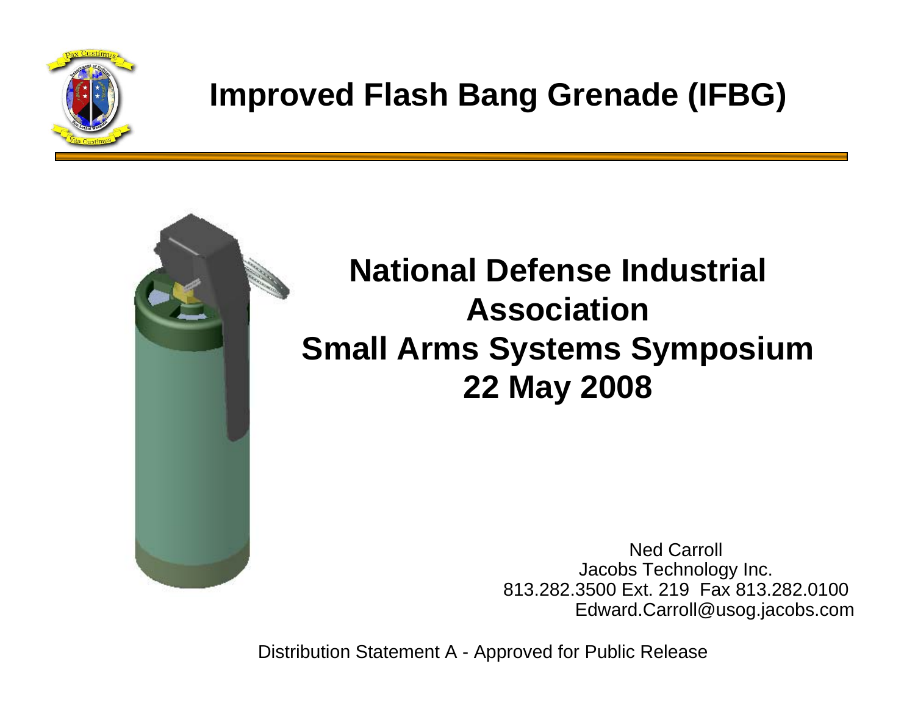# Improved Flash Bang Grenade (IFBG)

## National Defense Industrial Association
## Small Arms Systems Symposium
## 22 May 2008

Ned Carroll
Jacobs Technology Inc.
813.282.3500 Ext. 219 Fax 813.282.0100
Edward.Carroll@usog.jacobs.com

Distribution Statement A - Approved for Public Release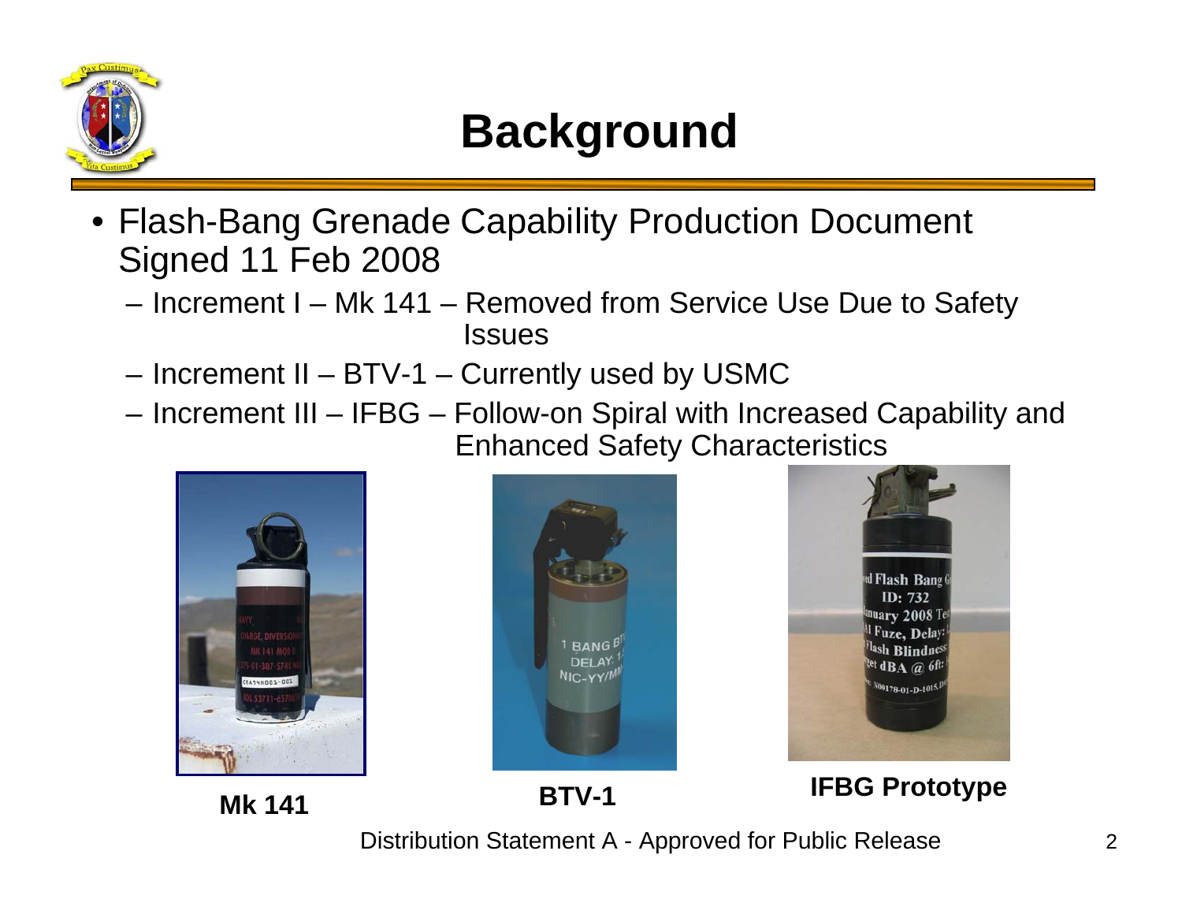# Background

- Flash-Bang Grenade Capability Production Document Signed 11 Feb 2008
  - Increment I – Mk 141 – Removed from Service Use Due to Safety Issues
  - Increment II – BTV-1 – Currently used by USMC
  - Increment III – IFBG – Follow-on Spiral with Increased Capability and Enhanced Safety Characteristics

**Mk 141**

**BTV-1**

**IFBG Prototype**

Distribution Statement A - Approved for Public Release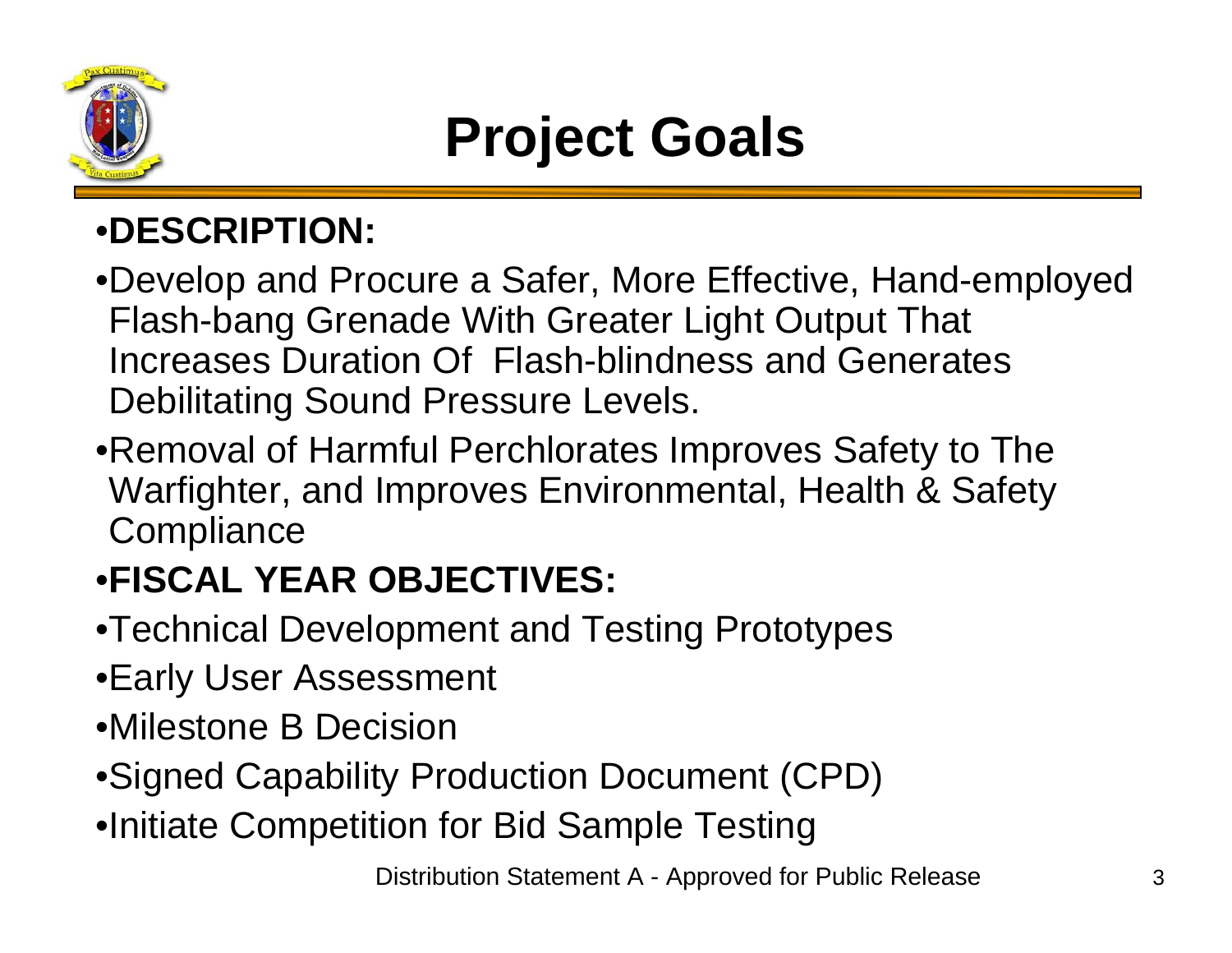# Project Goals

- **DESCRIPTION:**
- Develop and Procure a Safer, More Effective, Hand-employed Flash-bang Grenade With Greater Light Output That Increases Duration Of Flash-blindness and Generates Debilitating Sound Pressure Levels.
- Removal of Harmful Perchlorates Improves Safety to The Warfighter, and Improves Environmental, Health & Safety Compliance
- **FISCAL YEAR OBJECTIVES:**
- Technical Development and Testing Prototypes
- Early User Assessment
- Milestone B Decision
- Signed Capability Production Document (CPD)
- Initiate Competition for Bid Sample Testing

Distribution Statement A - Approved for Public Release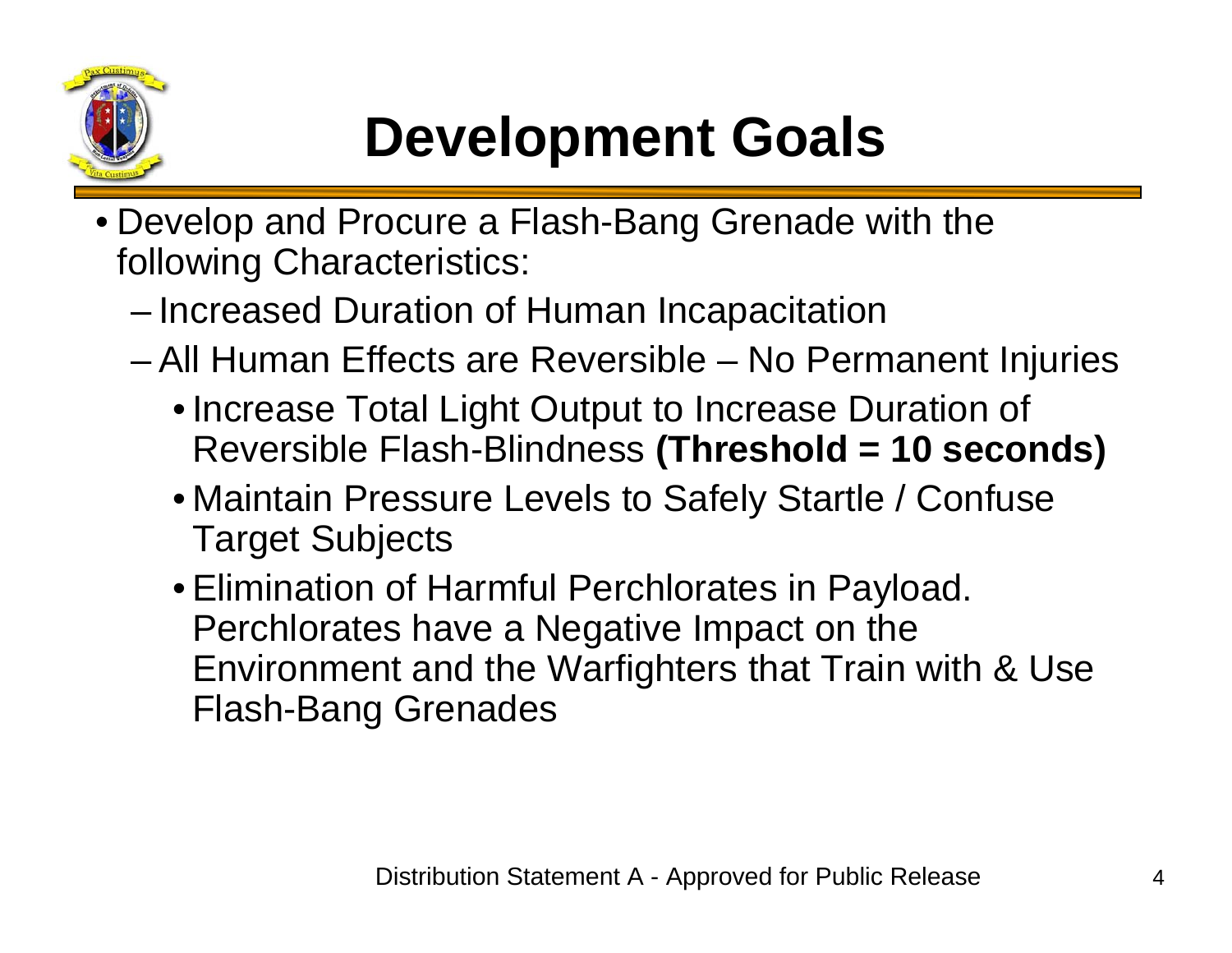# Development Goals

- Develop and Procure a Flash-Bang Grenade with the following Characteristics:
  - Increased Duration of Human Incapacitation
  - All Human Effects are Reversible – No Permanent Injuries
    - Increase Total Light Output to Increase Duration of Reversible Flash-Blindness **(Threshold = 10 seconds)**
    - Maintain Pressure Levels to Safely Startle / Confuse Target Subjects
    - Elimination of Harmful Perchlorates in Payload. Perchlorates have a Negative Impact on the Environment and the Warfighters that Train with & Use Flash-Bang Grenades

Distribution Statement A - Approved for Public Release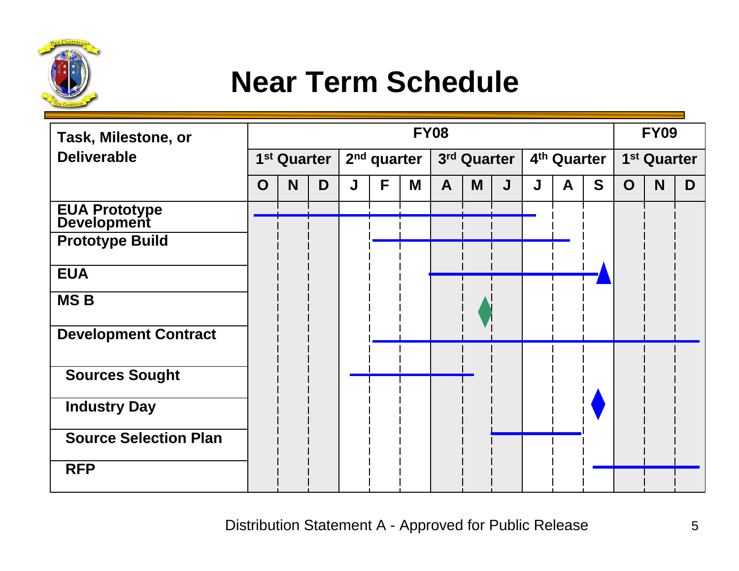# Near Term Schedule

| Task, Milestone, or Deliverable | FY08 | | | | | | | | | | | | FY09 | | |
|---|---|---|---|---|---|---|---|---|---|---|---|---|---|---|---|
| | 1st Quarter | | | 2nd quarter | | | 3rd Quarter | | | 4th Quarter | | | 1st Quarter | | |
| | O | N | D | J | F | M | A | M | J | J | A | S | O | N | D |
| EUA Prototype Development | | | | | | | | | | | | | | | |
| Prototype Build | | | | | | | | | | | | | | | |
| EUA | | | | | | | | | | | | | | | |
| MS B | | | | | | | | | | | | | | | |
| Development Contract | | | | | | | | | | | | | | | |
| Sources Sought | | | | | | | | | | | | | | | |
| Industry Day | | | | | | | | | | | | | | | |
| Source Selection Plan | | | | | | | | | | | | | | | |
| RFP | | | | | | | | | | | | | | | |

Distribution Statement A - Approved for Public Release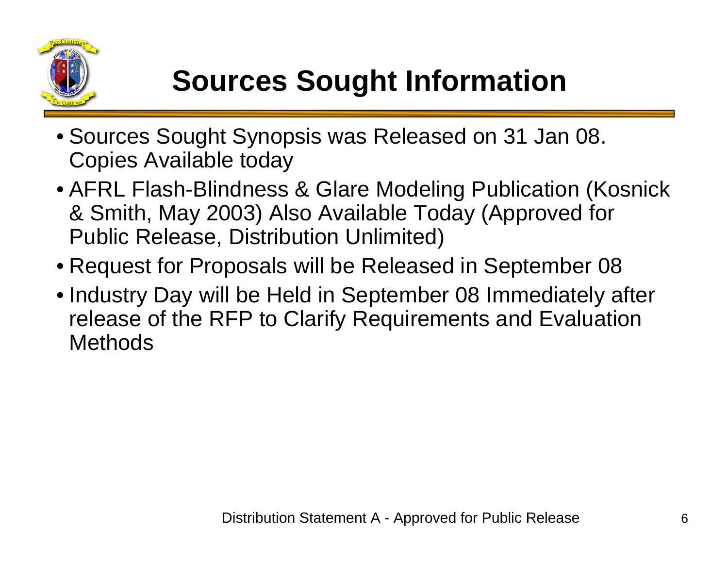# Sources Sought Information

- Sources Sought Synopsis was Released on 31 Jan 08. Copies Available today
- AFRL Flash-Blindness & Glare Modeling Publication (Kosnick & Smith, May 2003) Also Available Today (Approved for Public Release, Distribution Unlimited)
- Request for Proposals will be Released in September 08
- Industry Day will be Held in September 08 Immediately after release of the RFP to Clarify Requirements and Evaluation Methods

Distribution Statement A - Approved for Public Release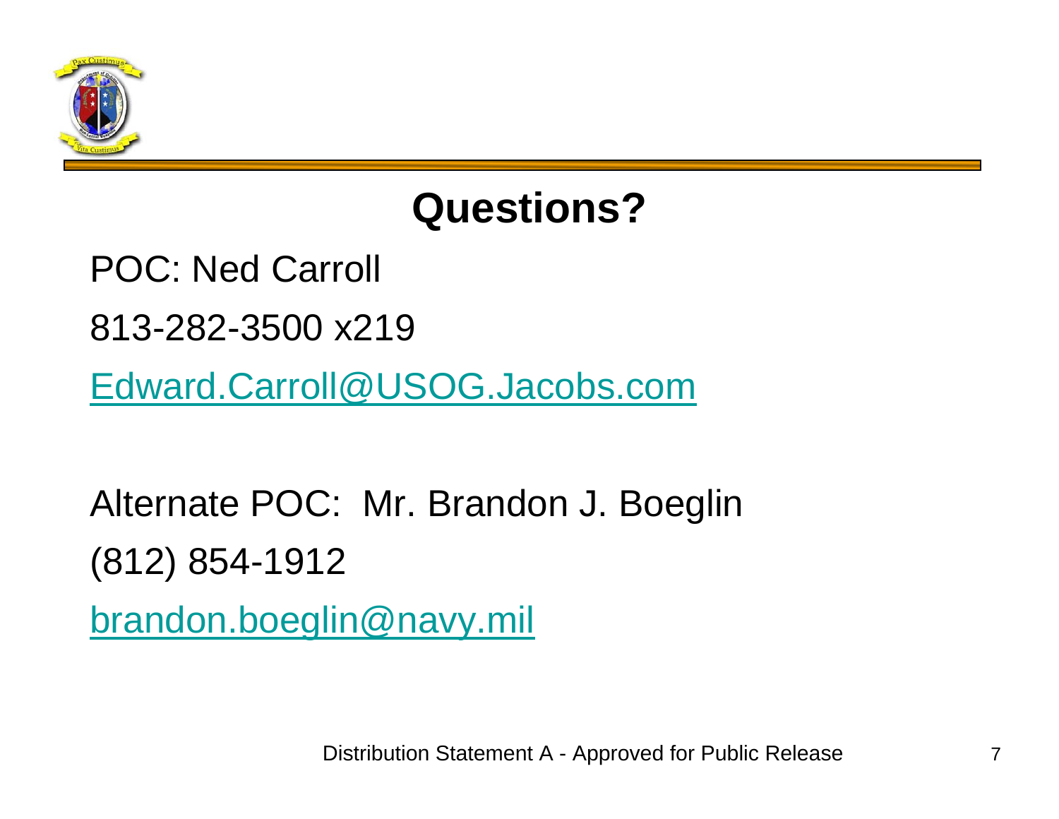# Questions?

POC: Ned Carroll

813-282-3500 x219

Edward.Carroll@USOG.Jacobs.com

Alternate POC: Mr. Brandon J. Boeglin

(812) 854-1912

brandon.boeglin@navy.mil

Distribution Statement A - Approved for Public Release